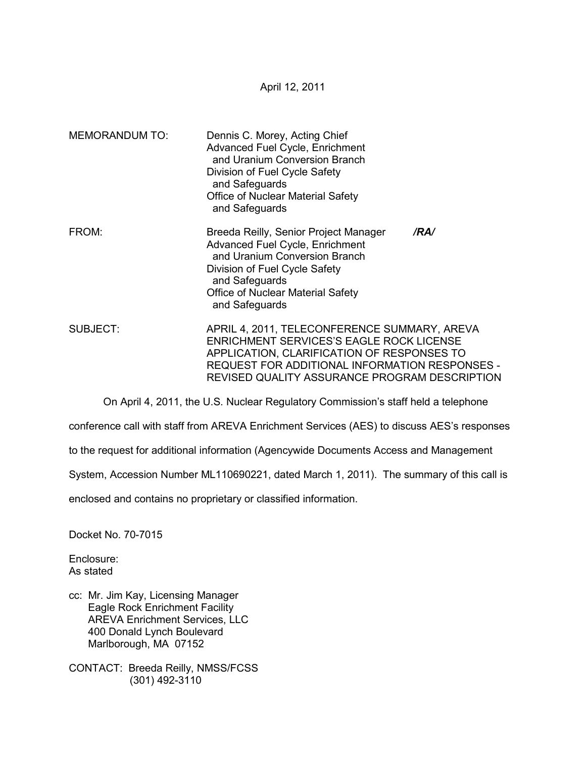April 12, 2011

MEMORANDUM TO: Dennis C. Morey, Acting Chief
Advanced Fuel Cycle, Enrichment
and Uranium Conversion Branch
Division of Fuel Cycle Safety
and Safeguards
Office of Nuclear Material Safety
and Safeguards

FROM: Breeda Reilly, Senior Project Manager **/RA/**
Advanced Fuel Cycle, Enrichment
and Uranium Conversion Branch
Division of Fuel Cycle Safety
and Safeguards
Office of Nuclear Material Safety
and Safeguards

SUBJECT: APRIL 4, 2011, TELECONFERENCE SUMMARY, AREVA ENRICHMENT SERVICES'S EAGLE ROCK LICENSE APPLICATION, CLARIFICATION OF RESPONSES TO REQUEST FOR ADDITIONAL INFORMATION RESPONSES - REVISED QUALITY ASSURANCE PROGRAM DESCRIPTION

On April 4, 2011, the U.S. Nuclear Regulatory Commission's staff held a telephone conference call with staff from AREVA Enrichment Services (AES) to discuss AES's responses to the request for additional information (Agencywide Documents Access and Management System, Accession Number ML110690221, dated March 1, 2011). The summary of this call is enclosed and contains no proprietary or classified information.

Docket No. 70-7015

Enclosure:
As stated

cc: Mr. Jim Kay, Licensing Manager
Eagle Rock Enrichment Facility
AREVA Enrichment Services, LLC
400 Donald Lynch Boulevard
Marlborough, MA 07152

CONTACT: Breeda Reilly, NMSS/FCSS
(301) 492-3110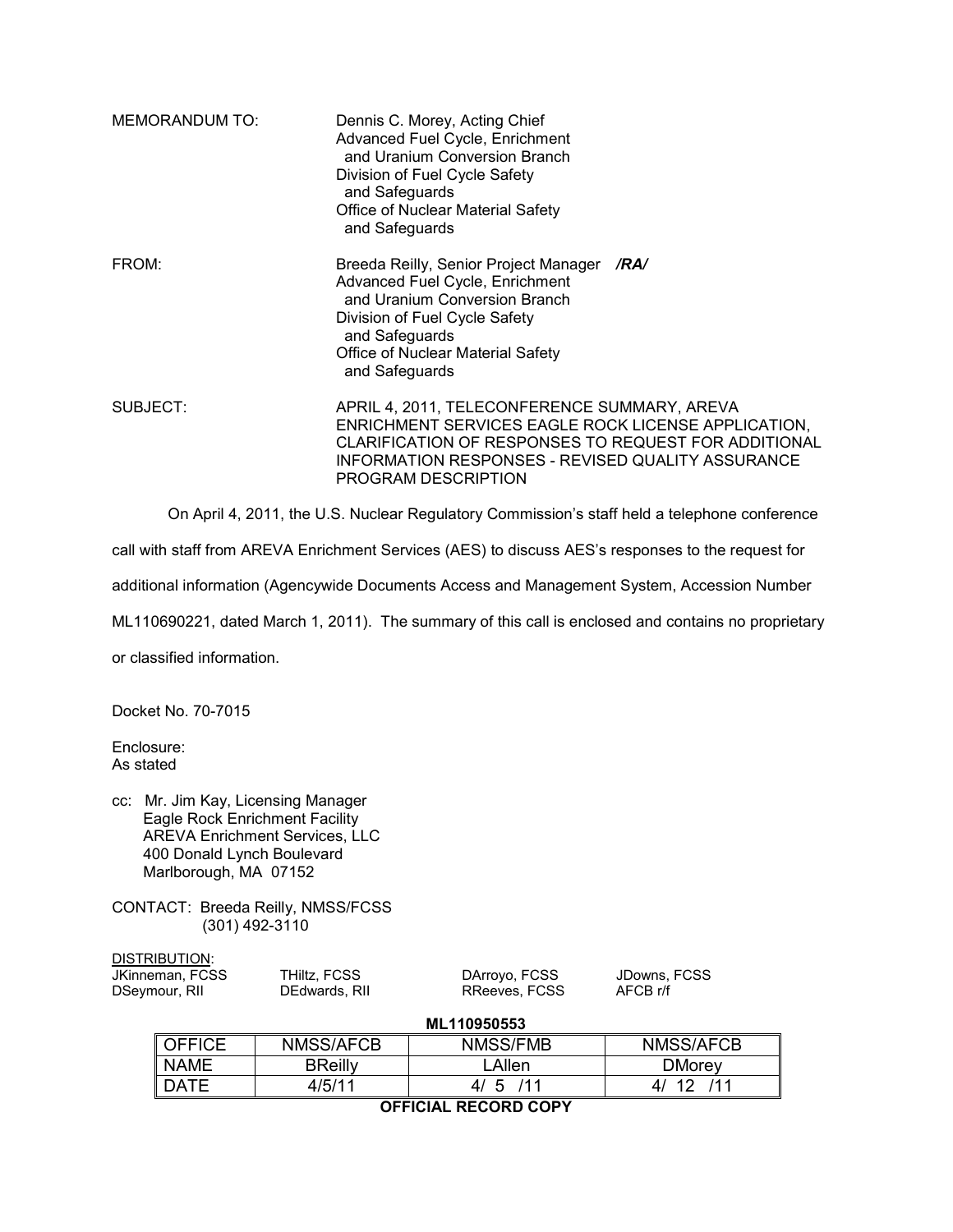MEMORANDUM TO: Dennis C. Morey, Acting Chief
Advanced Fuel Cycle, Enrichment and Uranium Conversion Branch
Division of Fuel Cycle Safety and Safeguards
Office of Nuclear Material Safety and Safeguards

FROM: Breeda Reilly, Senior Project Manager ***/RA/***
Advanced Fuel Cycle, Enrichment and Uranium Conversion Branch
Division of Fuel Cycle Safety and Safeguards
Office of Nuclear Material Safety and Safeguards

SUBJECT: APRIL 4, 2011, TELECONFERENCE SUMMARY, AREVA ENRICHMENT SERVICES EAGLE ROCK LICENSE APPLICATION, CLARIFICATION OF RESPONSES TO REQUEST FOR ADDITIONAL INFORMATION RESPONSES - REVISED QUALITY ASSURANCE PROGRAM DESCRIPTION

On April 4, 2011, the U.S. Nuclear Regulatory Commission's staff held a telephone conference call with staff from AREVA Enrichment Services (AES) to discuss AES's responses to the request for additional information (Agencywide Documents Access and Management System, Accession Number ML110690221, dated March 1, 2011). The summary of this call is enclosed and contains no proprietary or classified information.

Docket No. 70-7015

Enclosure:
As stated

cc: Mr. Jim Kay, Licensing Manager
Eagle Rock Enrichment Facility
AREVA Enrichment Services, LLC
400 Donald Lynch Boulevard
Marlborough, MA 07152

CONTACT: Breeda Reilly, NMSS/FCSS
(301) 492-3110

DISTRIBUTION:

| | | | |
|---|---|---|---|
| JKinneman, FCSS | THiltz, FCSS | DArroyo, FCSS | JDowns, FCSS |
| DSeymour, RII | DEdwards, RII | RReeves, FCSS | AFCB r/f |

**ML110950553**

| OFFICE | NMSS/AFCB | NMSS/FMB | NMSS/AFCB |
|---|---|---|---|
| NAME | BReilly | LAllen | DMorey |
| DATE | 4/5/11 | 4/ 5 /11 | 4/ 12 /11 |

**OFFICIAL RECORD COPY**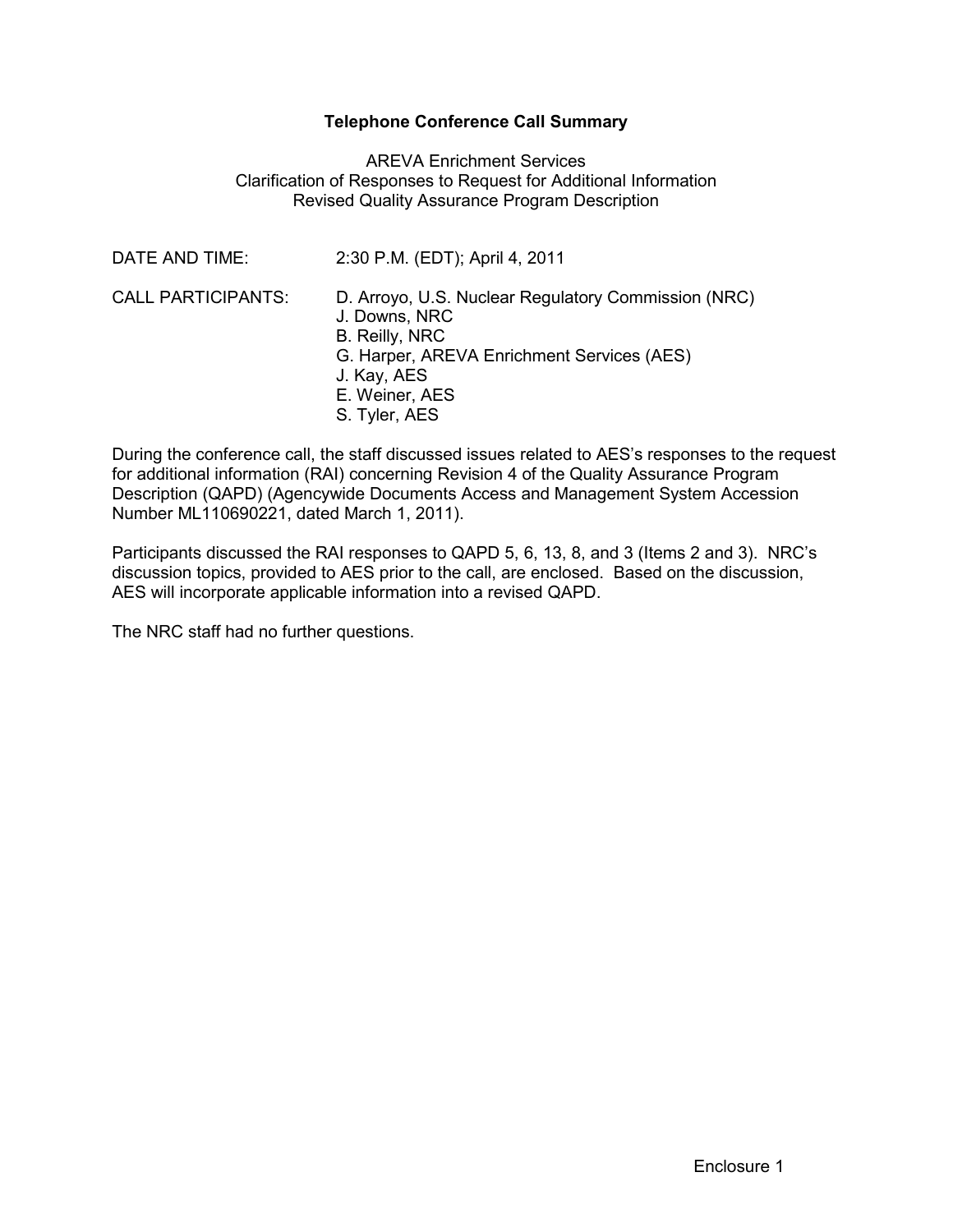**Telephone Conference Call Summary**

AREVA Enrichment Services
Clarification of Responses to Request for Additional Information
Revised Quality Assurance Program Description

DATE AND TIME: 2:30 P.M. (EDT); April 4, 2011

CALL PARTICIPANTS:
D. Arroyo, U.S. Nuclear Regulatory Commission (NRC)
J. Downs, NRC
B. Reilly, NRC
G. Harper, AREVA Enrichment Services (AES)
J. Kay, AES
E. Weiner, AES
S. Tyler, AES

During the conference call, the staff discussed issues related to AES's responses to the request for additional information (RAI) concerning Revision 4 of the Quality Assurance Program Description (QAPD) (Agencywide Documents Access and Management System Accession Number ML110690221, dated March 1, 2011).

Participants discussed the RAI responses to QAPD 5, 6, 13, 8, and 3 (Items 2 and 3). NRC's discussion topics, provided to AES prior to the call, are enclosed. Based on the discussion, AES will incorporate applicable information into a revised QAPD.

The NRC staff had no further questions.

Enclosure 1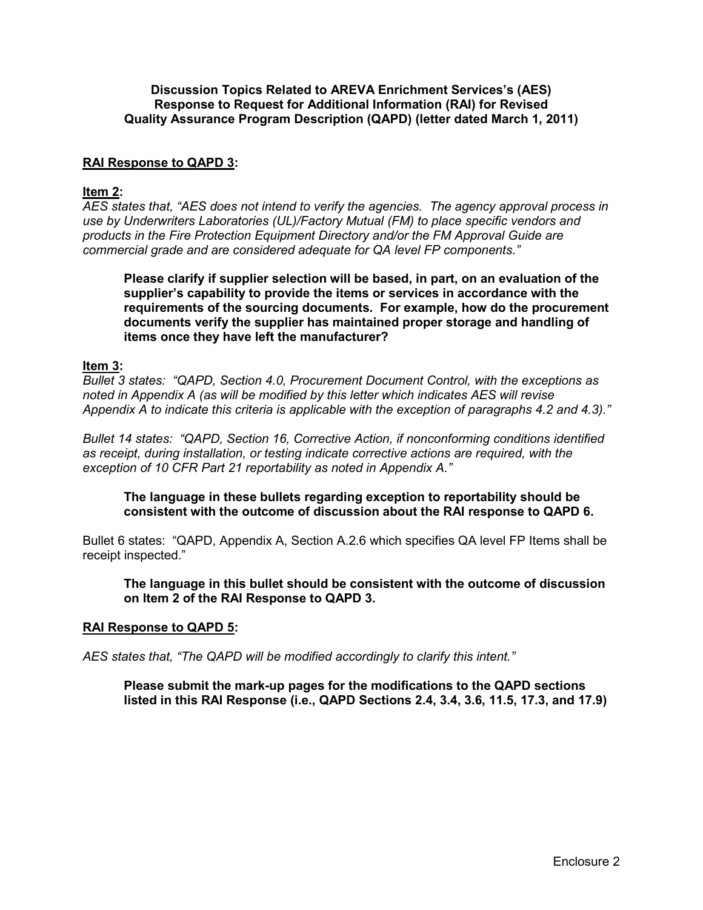**Discussion Topics Related to AREVA Enrichment Services's (AES) Response to Request for Additional Information (RAI) for Revised Quality Assurance Program Description (QAPD) (letter dated March 1, 2011)**

**<u>RAI Response to QAPD 3</u>:**

**<u>Item 2</u>:**

*AES states that, "AES does not intend to verify the agencies. The agency approval process in use by Underwriters Laboratories (UL)/Factory Mutual (FM) to place specific vendors and products in the Fire Protection Equipment Directory and/or the FM Approval Guide are commercial grade and are considered adequate for QA level FP components."*

> **Please clarify if supplier selection will be based, in part, on an evaluation of the supplier's capability to provide the items or services in accordance with the requirements of the sourcing documents. For example, how do the procurement documents verify the supplier has maintained proper storage and handling of items once they have left the manufacturer?**

**<u>Item 3</u>:**

*Bullet 3 states: "QAPD, Section 4.0, Procurement Document Control, with the exceptions as noted in Appendix A (as will be modified by this letter which indicates AES will revise Appendix A to indicate this criteria is applicable with the exception of paragraphs 4.2 and 4.3)."*

*Bullet 14 states: "QAPD, Section 16, Corrective Action, if nonconforming conditions identified as receipt, during installation, or testing indicate corrective actions are required, with the exception of 10 CFR Part 21 reportability as noted in Appendix A."*

> **The language in these bullets regarding exception to reportability should be consistent with the outcome of discussion about the RAI response to QAPD 6.**

Bullet 6 states: "QAPD, Appendix A, Section A.2.6 which specifies QA level FP Items shall be receipt inspected."

> **The language in this bullet should be consistent with the outcome of discussion on Item 2 of the RAI Response to QAPD 3.**

**<u>RAI Response to QAPD 5</u>:**

*AES states that, "The QAPD will be modified accordingly to clarify this intent."*

> **Please submit the mark-up pages for the modifications to the QAPD sections listed in this RAI Response (i.e., QAPD Sections 2.4, 3.4, 3.6, 11.5, 17.3, and 17.9)**

Enclosure 2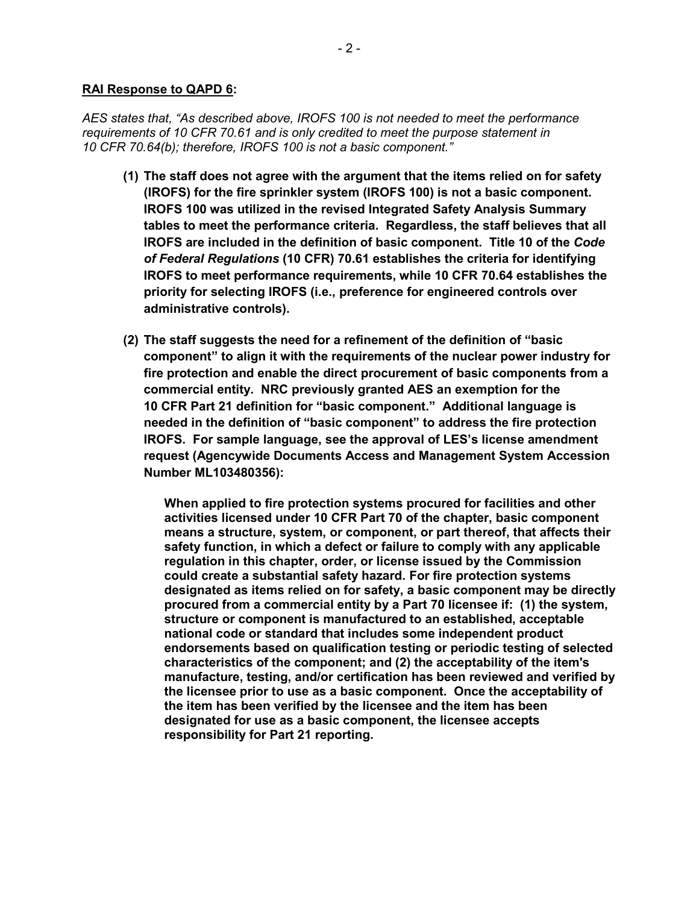**RAI Response to QAPD 6:**

*AES states that, "As described above, IROFS 100 is not needed to meet the performance requirements of 10 CFR 70.61 and is only credited to meet the purpose statement in 10 CFR 70.64(b); therefore, IROFS 100 is not a basic component."*

**(1) The staff does not agree with the argument that the items relied on for safety (IROFS) for the fire sprinkler system (IROFS 100) is not a basic component. IROFS 100 was utilized in the revised Integrated Safety Analysis Summary tables to meet the performance criteria. Regardless, the staff believes that all IROFS are included in the definition of basic component. Title 10 of the *Code of Federal Regulations* (10 CFR) 70.61 establishes the criteria for identifying IROFS to meet performance requirements, while 10 CFR 70.64 establishes the priority for selecting IROFS (i.e., preference for engineered controls over administrative controls).**

**(2) The staff suggests the need for a refinement of the definition of "basic component" to align it with the requirements of the nuclear power industry for fire protection and enable the direct procurement of basic components from a commercial entity. NRC previously granted AES an exemption for the 10 CFR Part 21 definition for "basic component." Additional language is needed in the definition of "basic component" to address the fire protection IROFS. For sample language, see the approval of LES's license amendment request (Agencywide Documents Access and Management System Accession Number ML103480356):**

> **When applied to fire protection systems procured for facilities and other activities licensed under 10 CFR Part 70 of the chapter, basic component means a structure, system, or component, or part thereof, that affects their safety function, in which a defect or failure to comply with any applicable regulation in this chapter, order, or license issued by the Commission could create a substantial safety hazard. For fire protection systems designated as items relied on for safety, a basic component may be directly procured from a commercial entity by a Part 70 licensee if: (1) the system, structure or component is manufactured to an established, acceptable national code or standard that includes some independent product endorsements based on qualification testing or periodic testing of selected characteristics of the component; and (2) the acceptability of the item's manufacture, testing, and/or certification has been reviewed and verified by the licensee prior to use as a basic component. Once the acceptability of the item has been verified by the licensee and the item has been designated for use as a basic component, the licensee accepts responsibility for Part 21 reporting.**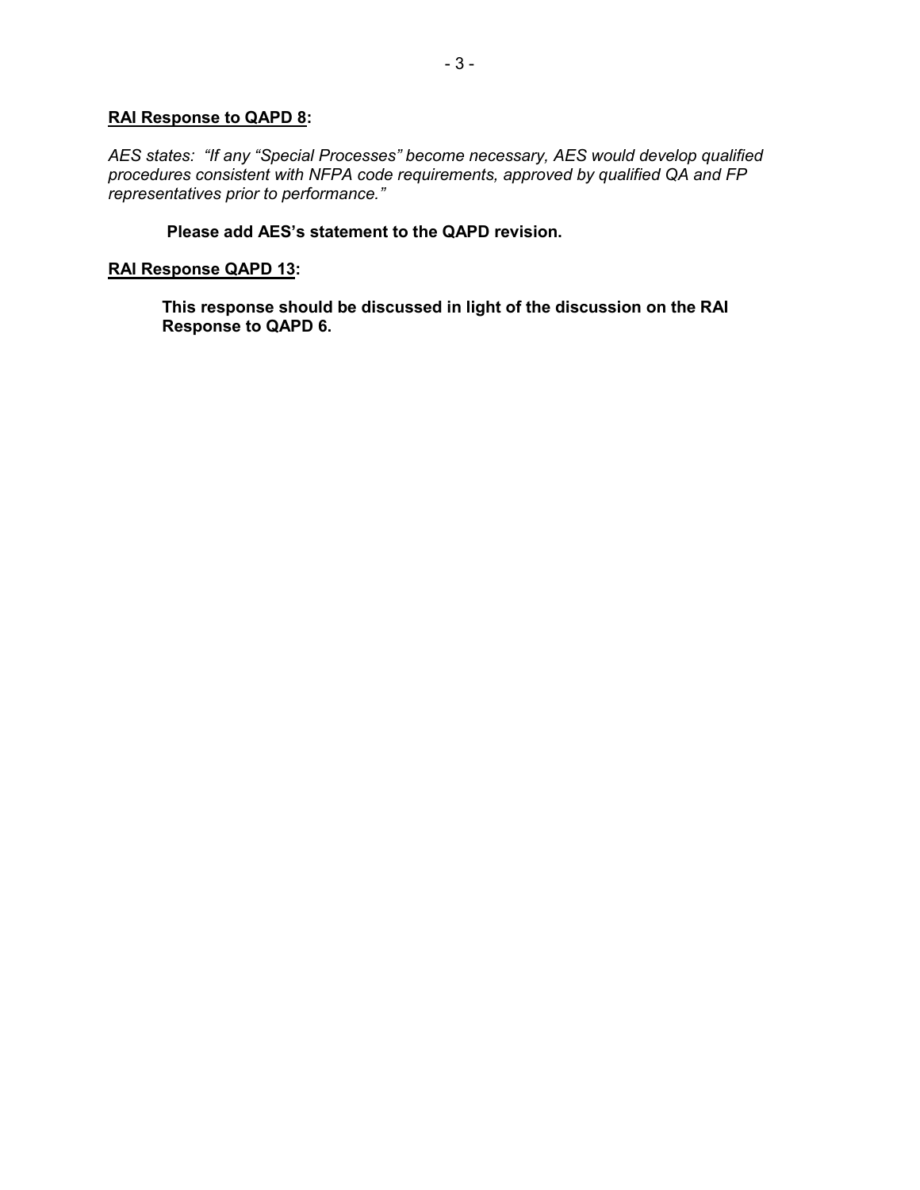**<u>RAI Response to QAPD 8</u>:**

*AES states: "If any "Special Processes" become necessary, AES would develop qualified procedures consistent with NFPA code requirements, approved by qualified QA and FP representatives prior to performance."*

**Please add AES's statement to the QAPD revision.**

**<u>RAI Response QAPD 13</u>:**

**This response should be discussed in light of the discussion on the RAI Response to QAPD 6.**